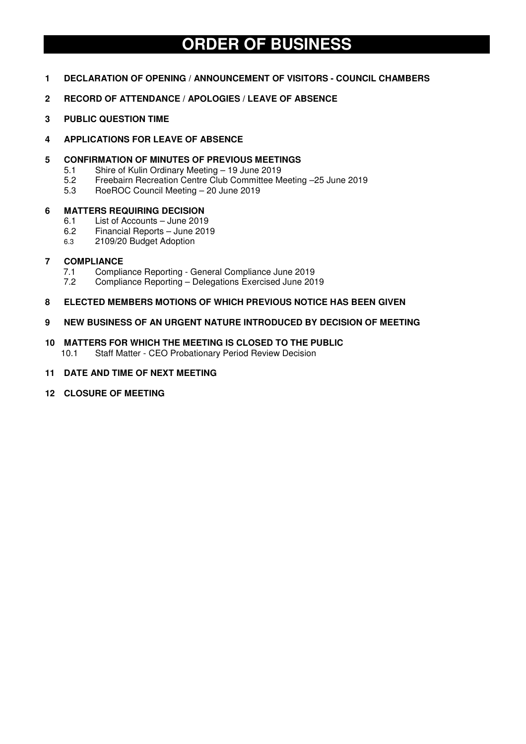# ORDER OF BUSINESS

**1 DECLARATION OF OPENING / ANNOUNCEMENT OF VISITORS - COUNCIL CHAMBERS**

**2 RECORD OF ATTENDANCE / APOLOGIES / LEAVE OF ABSENCE**

**3 PUBLIC QUESTION TIME**

**4 APPLICATIONS FOR LEAVE OF ABSENCE**

**5 CONFIRMATION OF MINUTES OF PREVIOUS MEETINGS**

- 5.1 Shire of Kulin Ordinary Meeting – 19 June 2019
- 5.2 Freebairn Recreation Centre Club Committee Meeting –25 June 2019
- 5.3 RoeROC Council Meeting – 20 June 2019

**6 MATTERS REQUIRING DECISION**

- 6.1 List of Accounts – June 2019
- 6.2 Financial Reports – June 2019
- 6.3 2109/20 Budget Adoption

**7 COMPLIANCE**

- 7.1 Compliance Reporting - General Compliance June 2019
- 7.2 Compliance Reporting – Delegations Exercised June 2019

**8 ELECTED MEMBERS MOTIONS OF WHICH PREVIOUS NOTICE HAS BEEN GIVEN**

**9 NEW BUSINESS OF AN URGENT NATURE INTRODUCED BY DECISION OF MEETING**

**10 MATTERS FOR WHICH THE MEETING IS CLOSED TO THE PUBLIC**

- 10.1 Staff Matter - CEO Probationary Period Review Decision

**11 DATE AND TIME OF NEXT MEETING**

**12 CLOSURE OF MEETING**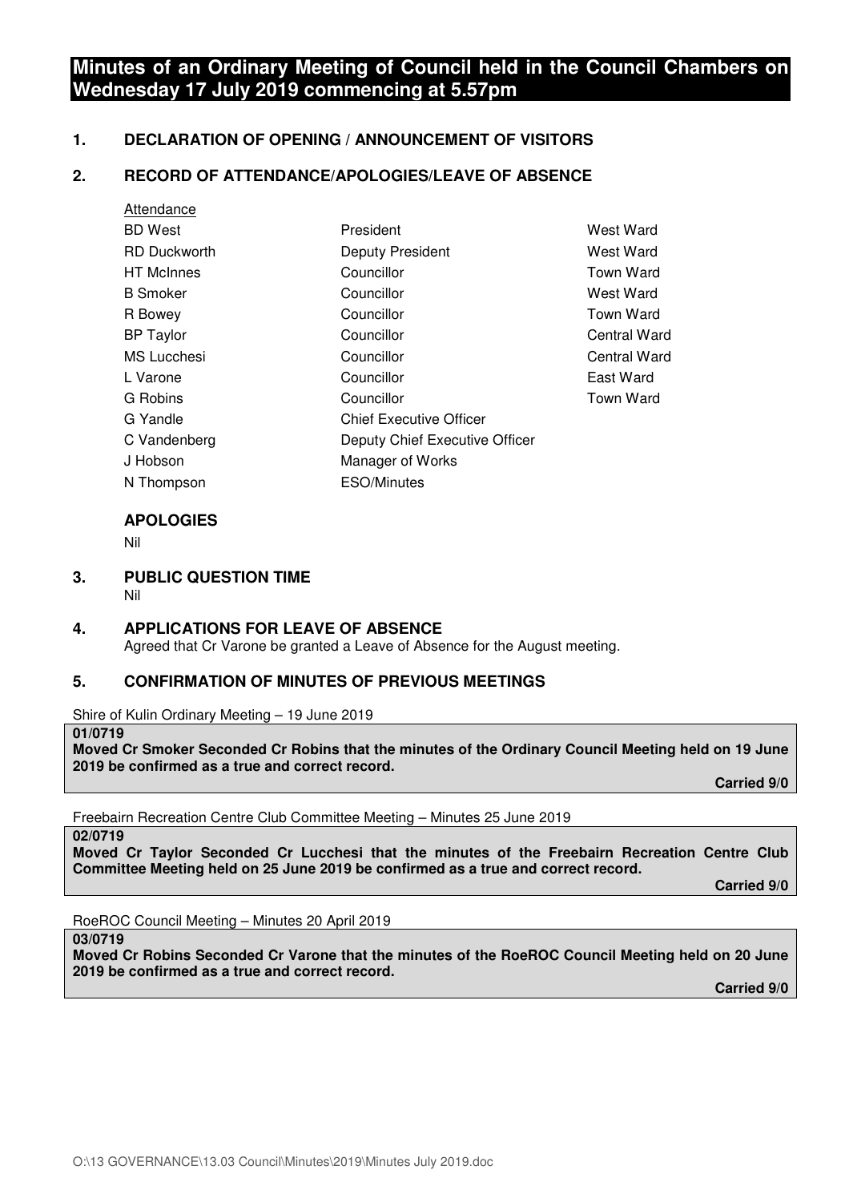# Minutes of an Ordinary Meeting of Council held in the Council Chambers on Wednesday 17 July 2019 commencing at 5.57pm

## 1. DECLARATION OF OPENING / ANNOUNCEMENT OF VISITORS

## 2. RECORD OF ATTENDANCE/APOLOGIES/LEAVE OF ABSENCE

Attendance

| | | |
|---|---|---|
| BD West | President | West Ward |
| RD Duckworth | Deputy President | West Ward |
| HT McInnes | Councillor | Town Ward |
| B Smoker | Councillor | West Ward |
| R Bowey | Councillor | Town Ward |
| BP Taylor | Councillor | Central Ward |
| MS Lucchesi | Councillor | Central Ward |
| L Varone | Councillor | East Ward |
| G Robins | Councillor | Town Ward |
| G Yandle | Chief Executive Officer | |
| C Vandenberg | Deputy Chief Executive Officer | |
| J Hobson | Manager of Works | |
| N Thompson | ESO/Minutes | |

### APOLOGIES

Nil

## 3. PUBLIC QUESTION TIME

Nil

## 4. APPLICATIONS FOR LEAVE OF ABSENCE

Agreed that Cr Varone be granted a Leave of Absence for the August meeting.

## 5. CONFIRMATION OF MINUTES OF PREVIOUS MEETINGS

Shire of Kulin Ordinary Meeting – 19 June 2019

**01/0719**

**Moved Cr Smoker Seconded Cr Robins that the minutes of the Ordinary Council Meeting held on 19 June 2019 be confirmed as a true and correct record.**

**Carried 9/0**

Freebairn Recreation Centre Club Committee Meeting – Minutes 25 June 2019

**02/0719**

**Moved Cr Taylor Seconded Cr Lucchesi that the minutes of the Freebairn Recreation Centre Club Committee Meeting held on 25 June 2019 be confirmed as a true and correct record.**

**Carried 9/0**

RoeROC Council Meeting – Minutes 20 April 2019

**03/0719**

**Moved Cr Robins Seconded Cr Varone that the minutes of the RoeROC Council Meeting held on 20 June 2019 be confirmed as a true and correct record.**

**Carried 9/0**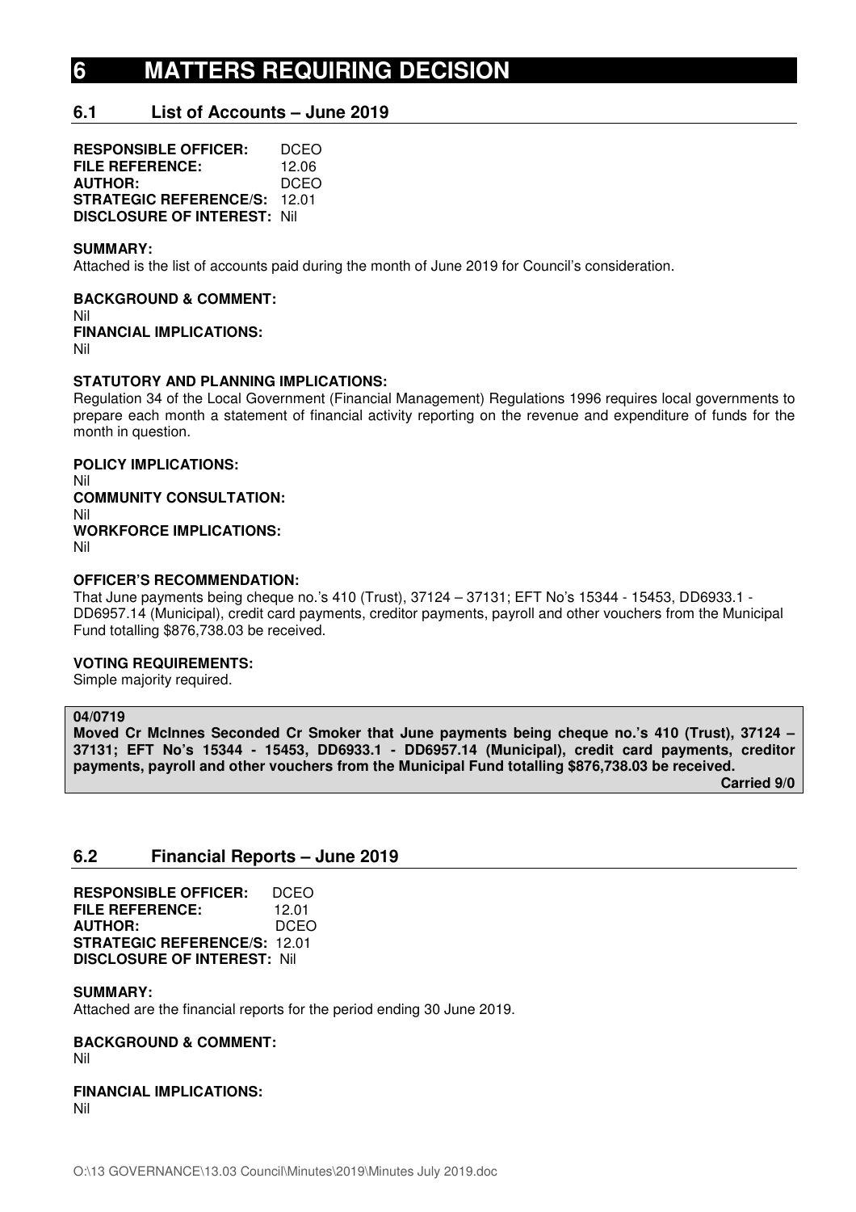# 6 MATTERS REQUIRING DECISION

## 6.1 List of Accounts – June 2019

**RESPONSIBLE OFFICER:** DCEO
**FILE REFERENCE:** 12.06
**AUTHOR:** DCEO
**STRATEGIC REFERENCE/S:** 12.01
**DISCLOSURE OF INTEREST:** Nil

**SUMMARY:**
Attached is the list of accounts paid during the month of June 2019 for Council's consideration.

**BACKGROUND & COMMENT:**
Nil

**FINANCIAL IMPLICATIONS:**
Nil

**STATUTORY AND PLANNING IMPLICATIONS:**
Regulation 34 of the Local Government (Financial Management) Regulations 1996 requires local governments to prepare each month a statement of financial activity reporting on the revenue and expenditure of funds for the month in question.

**POLICY IMPLICATIONS:**
Nil

**COMMUNITY CONSULTATION:**
Nil

**WORKFORCE IMPLICATIONS:**
Nil

**OFFICER'S RECOMMENDATION:**
That June payments being cheque no.'s 410 (Trust), 37124 – 37131; EFT No's 15344 - 15453, DD6933.1 - DD6957.14 (Municipal), credit card payments, creditor payments, payroll and other vouchers from the Municipal Fund totalling $876,738.03 be received.

**VOTING REQUIREMENTS:**
Simple majority required.

**04/0719**
**Moved Cr McInnes Seconded Cr Smoker that June payments being cheque no.'s 410 (Trust), 37124 – 37131; EFT No's 15344 - 15453, DD6933.1 - DD6957.14 (Municipal), credit card payments, creditor payments, payroll and other vouchers from the Municipal Fund totalling $876,738.03 be received.**
**Carried 9/0**

## 6.2 Financial Reports – June 2019

**RESPONSIBLE OFFICER:** DCEO
**FILE REFERENCE:** 12.01
**AUTHOR:** DCEO
**STRATEGIC REFERENCE/S:** 12.01
**DISCLOSURE OF INTEREST:** Nil

**SUMMARY:**
Attached are the financial reports for the period ending 30 June 2019.

**BACKGROUND & COMMENT:**
Nil

**FINANCIAL IMPLICATIONS:**
Nil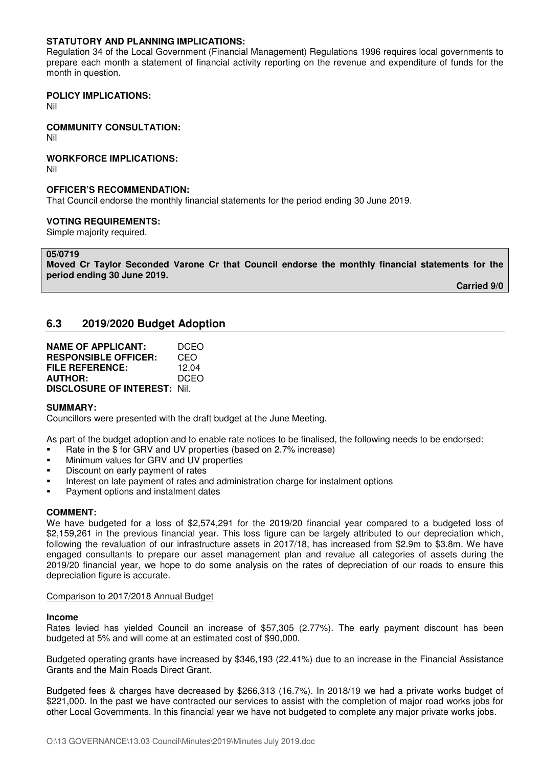**STATUTORY AND PLANNING IMPLICATIONS:**
Regulation 34 of the Local Government (Financial Management) Regulations 1996 requires local governments to prepare each month a statement of financial activity reporting on the revenue and expenditure of funds for the month in question.

**POLICY IMPLICATIONS:**
Nil

**COMMUNITY CONSULTATION:**
Nil

**WORKFORCE IMPLICATIONS:**
Nil

**OFFICER'S RECOMMENDATION:**
That Council endorse the monthly financial statements for the period ending 30 June 2019.

**VOTING REQUIREMENTS:**
Simple majority required.

**05/0719**
**Moved Cr Taylor Seconded Varone Cr that Council endorse the monthly financial statements for the period ending 30 June 2019.**

**Carried 9/0**

## 6.3 2019/2020 Budget Adoption

**NAME OF APPLICANT:** DCEO
**RESPONSIBLE OFFICER:** CEO
**FILE REFERENCE:** 12.04
**AUTHOR:** DCEO
**DISCLOSURE OF INTEREST:** Nil.

**SUMMARY:**
Councillors were presented with the draft budget at the June Meeting.

As part of the budget adoption and to enable rate notices to be finalised, the following needs to be endorsed:

- Rate in the $ for GRV and UV properties (based on 2.7% increase)
- Minimum values for GRV and UV properties
- Discount on early payment of rates
- Interest on late payment of rates and administration charge for instalment options
- Payment options and instalment dates

**COMMENT:**
We have budgeted for a loss of $2,574,291 for the 2019/20 financial year compared to a budgeted loss of $2,159,261 in the previous financial year. This loss figure can be largely attributed to our depreciation which, following the revaluation of our infrastructure assets in 2017/18, has increased from $2.9m to $3.8m. We have engaged consultants to prepare our asset management plan and revalue all categories of assets during the 2019/20 financial year, we hope to do some analysis on the rates of depreciation of our roads to ensure this depreciation figure is accurate.

Comparison to 2017/2018 Annual Budget

**Income**
Rates levied has yielded Council an increase of $57,305 (2.77%). The early payment discount has been budgeted at 5% and will come at an estimated cost of $90,000.

Budgeted operating grants have increased by $346,193 (22.41%) due to an increase in the Financial Assistance Grants and the Main Roads Direct Grant.

Budgeted fees & charges have decreased by $266,313 (16.7%). In 2018/19 we had a private works budget of $221,000. In the past we have contracted our services to assist with the completion of major road works jobs for other Local Governments. In this financial year we have not budgeted to complete any major private works jobs.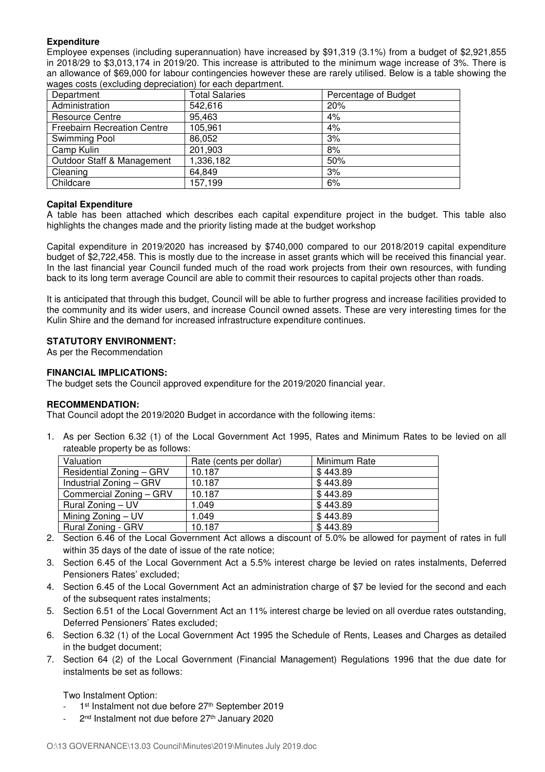**Expenditure**

Employee expenses (including superannuation) have increased by $91,319 (3.1%) from a budget of $2,921,855 in 2018/29 to $3,013,174 in 2019/20. This increase is attributed to the minimum wage increase of 3%. There is an allowance of $69,000 for labour contingencies however these are rarely utilised. Below is a table showing the wages costs (excluding depreciation) for each department.

| Department | Total Salaries | Percentage of Budget |
|---|---|---|
| Administration | 542,616 | 20% |
| Resource Centre | 95,463 | 4% |
| Freebairn Recreation Centre | 105,961 | 4% |
| Swimming Pool | 86,052 | 3% |
| Camp Kulin | 201,903 | 8% |
| Outdoor Staff & Management | 1,336,182 | 50% |
| Cleaning | 64,849 | 3% |
| Childcare | 157,199 | 6% |

**Capital Expenditure**

A table has been attached which describes each capital expenditure project in the budget. This table also highlights the changes made and the priority listing made at the budget workshop

Capital expenditure in 2019/2020 has increased by $740,000 compared to our 2018/2019 capital expenditure budget of $2,722,458. This is mostly due to the increase in asset grants which will be received this financial year. In the last financial year Council funded much of the road work projects from their own resources, with funding back to its long term average Council are able to commit their resources to capital projects other than roads.

It is anticipated that through this budget, Council will be able to further progress and increase facilities provided to the community and its wider users, and increase Council owned assets. These are very interesting times for the Kulin Shire and the demand for increased infrastructure expenditure continues.

**STATUTORY ENVIRONMENT:**

As per the Recommendation

**FINANCIAL IMPLICATIONS:**

The budget sets the Council approved expenditure for the 2019/2020 financial year.

**RECOMMENDATION:**

That Council adopt the 2019/2020 Budget in accordance with the following items:

1. As per Section 6.32 (1) of the Local Government Act 1995, Rates and Minimum Rates to be levied on all rateable property be as follows:

| Valuation | Rate (cents per dollar) | Minimum Rate |
|---|---|---|
| Residential Zoning – GRV | 10.187 | $ 443.89 |
| Industrial Zoning – GRV | 10.187 | $ 443.89 |
| Commercial Zoning – GRV | 10.187 | $ 443.89 |
| Rural Zoning – UV | 1.049 | $ 443.89 |
| Mining Zoning – UV | 1.049 | $ 443.89 |
| Rural Zoning - GRV | 10.187 | $ 443.89 |

2. Section 6.46 of the Local Government Act allows a discount of 5.0% be allowed for payment of rates in full within 35 days of the date of issue of the rate notice;
3. Section 6.45 of the Local Government Act a 5.5% interest charge be levied on rates instalments, Deferred Pensioners Rates' excluded;
4. Section 6.45 of the Local Government Act an administration charge of $7 be levied for the second and each of the subsequent rates instalments;
5. Section 6.51 of the Local Government Act an 11% interest charge be levied on all overdue rates outstanding, Deferred Pensioners' Rates excluded;
6. Section 6.32 (1) of the Local Government Act 1995 the Schedule of Rents, Leases and Charges as detailed in the budget document;
7. Section 64 (2) of the Local Government (Financial Management) Regulations 1996 that the due date for instalments be set as follows:

   Two Instalment Option:
   - 1st Instalment not due before 27th September 2019
   - 2nd Instalment not due before 27th January 2020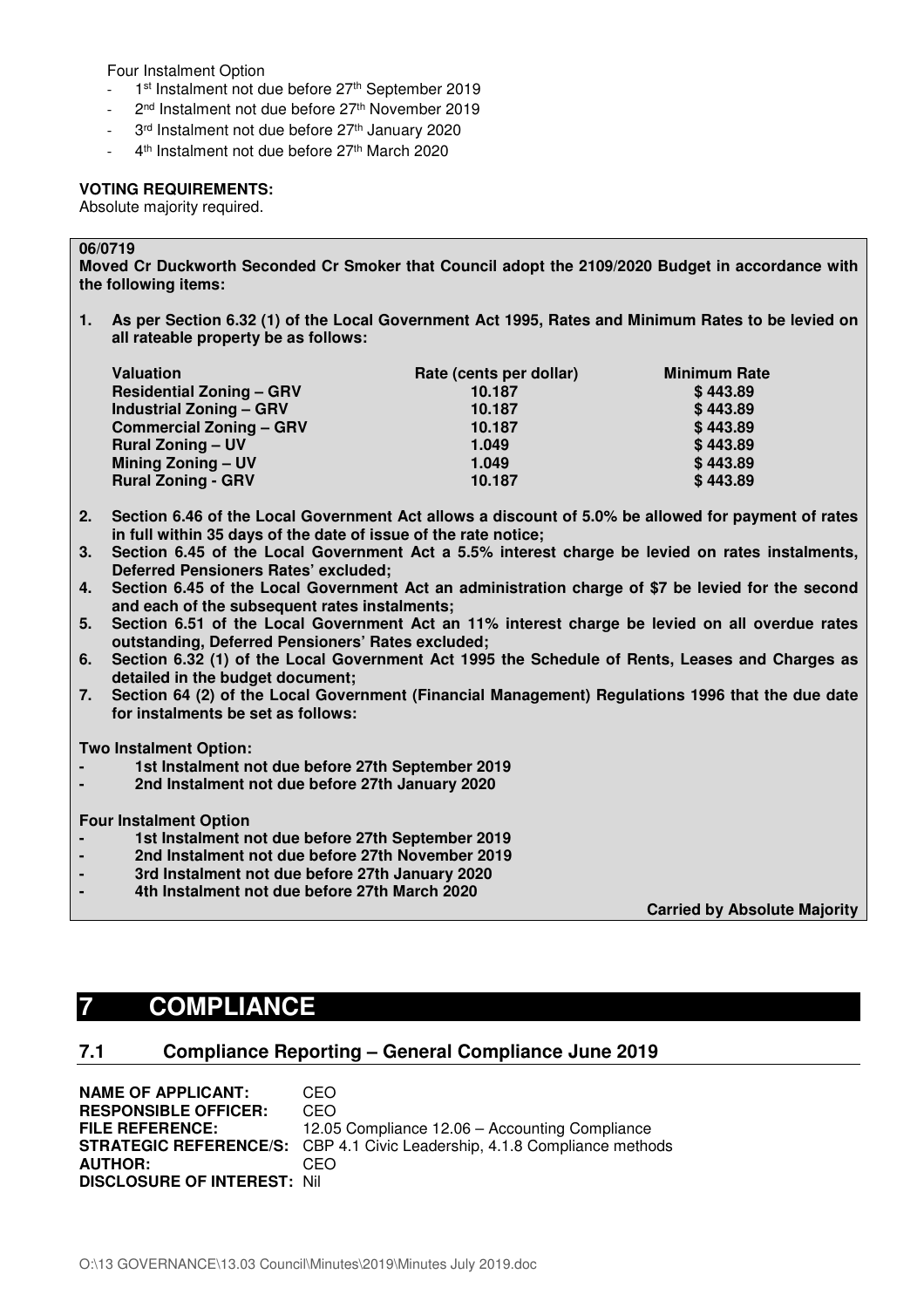Four Instalment Option

- 1st Instalment not due before 27th September 2019
- 2nd Instalment not due before 27th November 2019
- 3rd Instalment not due before 27th January 2020
- 4th Instalment not due before 27th March 2020

**VOTING REQUIREMENTS:**
Absolute majority required.

**06/0719**
**Moved Cr Duckworth Seconded Cr Smoker that Council adopt the 2109/2020 Budget in accordance with the following items:**

1. **As per Section 6.32 (1) of the Local Government Act 1995, Rates and Minimum Rates to be levied on all rateable property be as follows:**

| Valuation | Rate (cents per dollar) | Minimum Rate |
|---|---|---|
| Residential Zoning – GRV | 10.187 | $ 443.89 |
| Industrial Zoning – GRV | 10.187 | $ 443.89 |
| Commercial Zoning – GRV | 10.187 | $ 443.89 |
| Rural Zoning – UV | 1.049 | $ 443.89 |
| Mining Zoning – UV | 1.049 | $ 443.89 |
| Rural Zoning - GRV | 10.187 | $ 443.89 |

2. **Section 6.46 of the Local Government Act allows a discount of 5.0% be allowed for payment of rates in full within 35 days of the date of issue of the rate notice;**
3. **Section 6.45 of the Local Government Act a 5.5% interest charge be levied on rates instalments, Deferred Pensioners Rates' excluded;**
4. **Section 6.45 of the Local Government Act an administration charge of $7 be levied for the second and each of the subsequent rates instalments;**
5. **Section 6.51 of the Local Government Act an 11% interest charge be levied on all overdue rates outstanding, Deferred Pensioners' Rates excluded;**
6. **Section 6.32 (1) of the Local Government Act 1995 the Schedule of Rents, Leases and Charges as detailed in the budget document;**
7. **Section 64 (2) of the Local Government (Financial Management) Regulations 1996 that the due date for instalments be set as follows:**

**Two Instalment Option:**

- **1st Instalment not due before 27th September 2019**
- **2nd Instalment not due before 27th January 2020**

**Four Instalment Option**

- **1st Instalment not due before 27th September 2019**
- **2nd Instalment not due before 27th November 2019**
- **3rd Instalment not due before 27th January 2020**
- **4th Instalment not due before 27th March 2020**

**Carried by Absolute Majority**

# 7 COMPLIANCE

## 7.1 Compliance Reporting – General Compliance June 2019

**NAME OF APPLICANT:** CEO
**RESPONSIBLE OFFICER:** CEO
**FILE REFERENCE:** 12.05 Compliance 12.06 – Accounting Compliance
**STRATEGIC REFERENCE/S:** CBP 4.1 Civic Leadership, 4.1.8 Compliance methods
**AUTHOR:** CEO
**DISCLOSURE OF INTEREST:** Nil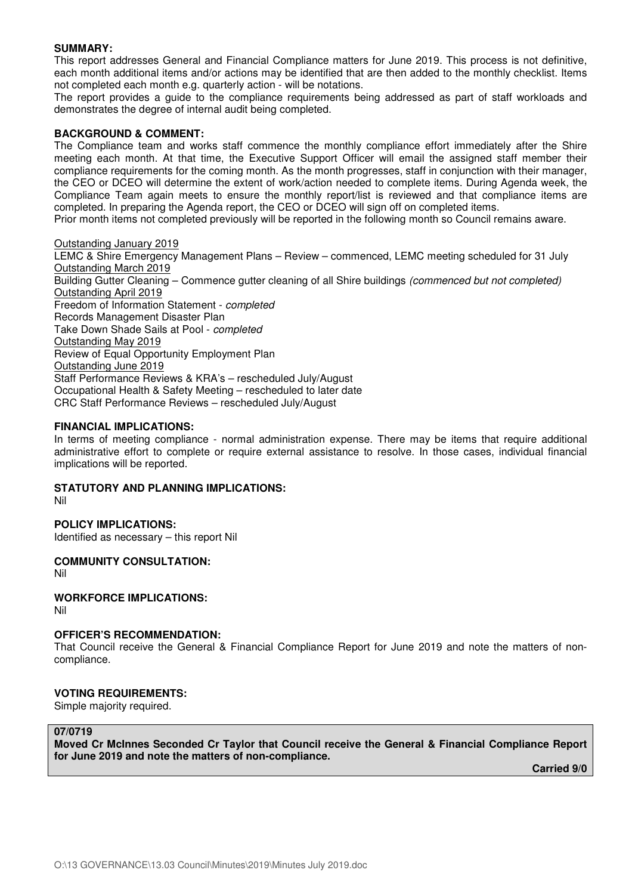**SUMMARY:**

This report addresses General and Financial Compliance matters for June 2019. This process is not definitive, each month additional items and/or actions may be identified that are then added to the monthly checklist. Items not completed each month e.g. quarterly action - will be notations.

The report provides a guide to the compliance requirements being addressed as part of staff workloads and demonstrates the degree of internal audit being completed.

**BACKGROUND & COMMENT:**

The Compliance team and works staff commence the monthly compliance effort immediately after the Shire meeting each month. At that time, the Executive Support Officer will email the assigned staff member their compliance requirements for the coming month. As the month progresses, staff in conjunction with their manager, the CEO or DCEO will determine the extent of work/action needed to complete items. During Agenda week, the Compliance Team again meets to ensure the monthly report/list is reviewed and that compliance items are completed. In preparing the Agenda report, the CEO or DCEO will sign off on completed items.

Prior month items not completed previously will be reported in the following month so Council remains aware.

<u>Outstanding January 2019</u>
LEMC & Shire Emergency Management Plans – Review – commenced, LEMC meeting scheduled for 31 July
<u>Outstanding March 2019</u>
Building Gutter Cleaning – Commence gutter cleaning of all Shire buildings *(commenced but not completed)*
<u>Outstanding April 2019</u>
Freedom of Information Statement - *completed*
Records Management Disaster Plan
Take Down Shade Sails at Pool - *completed*
<u>Outstanding May 2019</u>
Review of Equal Opportunity Employment Plan
<u>Outstanding June 2019</u>
Staff Performance Reviews & KRA's – rescheduled July/August
Occupational Health & Safety Meeting – rescheduled to later date
CRC Staff Performance Reviews – rescheduled July/August

**FINANCIAL IMPLICATIONS:**

In terms of meeting compliance - normal administration expense. There may be items that require additional administrative effort to complete or require external assistance to resolve. In those cases, individual financial implications will be reported.

**STATUTORY AND PLANNING IMPLICATIONS:**

Nil

**POLICY IMPLICATIONS:**

Identified as necessary – this report Nil

**COMMUNITY CONSULTATION:**

Nil

**WORKFORCE IMPLICATIONS:**

Nil

**OFFICER'S RECOMMENDATION:**

That Council receive the General & Financial Compliance Report for June 2019 and note the matters of non-compliance.

**VOTING REQUIREMENTS:**

Simple majority required.

**07/0719**

**Moved Cr McInnes Seconded Cr Taylor that Council receive the General & Financial Compliance Report for June 2019 and note the matters of non-compliance.**

**Carried 9/0**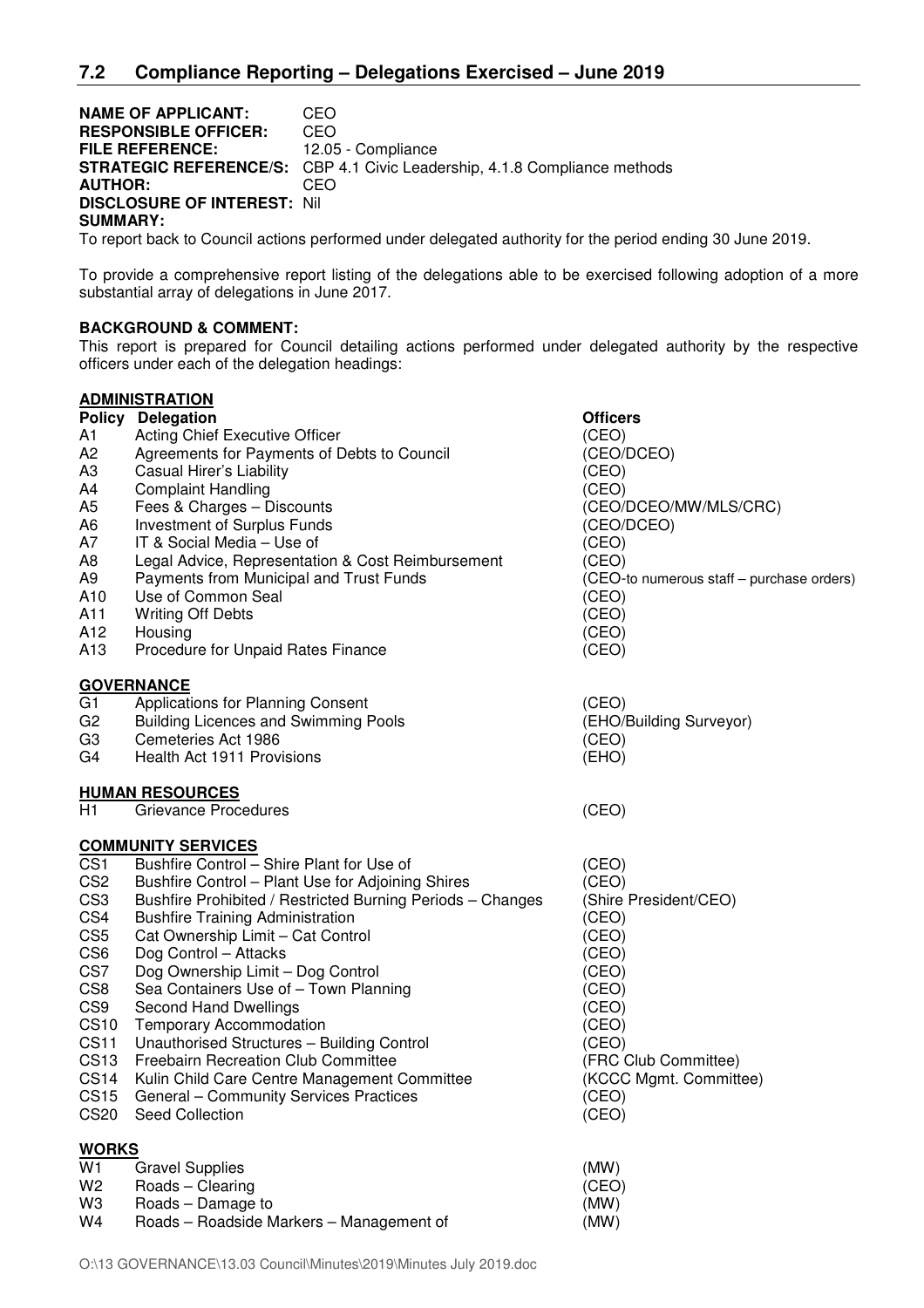## 7.2 Compliance Reporting – Delegations Exercised – June 2019

**NAME OF APPLICANT:** CEO
**RESPONSIBLE OFFICER:** CEO
**FILE REFERENCE:** 12.05 - Compliance
**STRATEGIC REFERENCE/S:** CBP 4.1 Civic Leadership, 4.1.8 Compliance methods
**AUTHOR:** CEO
**DISCLOSURE OF INTEREST:** Nil
**SUMMARY:**

To report back to Council actions performed under delegated authority for the period ending 30 June 2019.

To provide a comprehensive report listing of the delegations able to be exercised following adoption of a more substantial array of delegations in June 2017.

**BACKGROUND & COMMENT:**

This report is prepared for Council detailing actions performed under delegated authority by the respective officers under each of the delegation headings:

**ADMINISTRATION**

| Policy | Delegation | Officers |
|---|---|---|
| A1 | Acting Chief Executive Officer | (CEO) |
| A2 | Agreements for Payments of Debts to Council | (CEO/DCEO) |
| A3 | Casual Hirer's Liability | (CEO) |
| A4 | Complaint Handling | (CEO) |
| A5 | Fees & Charges – Discounts | (CEO/DCEO/MW/MLS/CRC) |
| A6 | Investment of Surplus Funds | (CEO/DCEO) |
| A7 | IT & Social Media – Use of | (CEO) |
| A8 | Legal Advice, Representation & Cost Reimbursement | (CEO) |
| A9 | Payments from Municipal and Trust Funds | (CEO-to numerous staff – purchase orders) |
| A10 | Use of Common Seal | (CEO) |
| A11 | Writing Off Debts | (CEO) |
| A12 | Housing | (CEO) |
| A13 | Procedure for Unpaid Rates Finance | (CEO) |

**GOVERNANCE**

| | | |
|---|---|---|
| G1 | Applications for Planning Consent | (CEO) |
| G2 | Building Licences and Swimming Pools | (EHO/Building Surveyor) |
| G3 | Cemeteries Act 1986 | (CEO) |
| G4 | Health Act 1911 Provisions | (EHO) |

**HUMAN RESOURCES**

| | | |
|---|---|---|
| H1 | Grievance Procedures | (CEO) |

**COMMUNITY SERVICES**

| | | |
|---|---|---|
| CS1 | Bushfire Control – Shire Plant for Use of | (CEO) |
| CS2 | Bushfire Control – Plant Use for Adjoining Shires | (CEO) |
| CS3 | Bushfire Prohibited / Restricted Burning Periods – Changes | (Shire President/CEO) |
| CS4 | Bushfire Training Administration | (CEO) |
| CS5 | Cat Ownership Limit – Cat Control | (CEO) |
| CS6 | Dog Control – Attacks | (CEO) |
| CS7 | Dog Ownership Limit – Dog Control | (CEO) |
| CS8 | Sea Containers Use of – Town Planning | (CEO) |
| CS9 | Second Hand Dwellings | (CEO) |
| CS10 | Temporary Accommodation | (CEO) |
| CS11 | Unauthorised Structures – Building Control | (CEO) |
| CS13 | Freebairn Recreation Club Committee | (FRC Club Committee) |
| CS14 | Kulin Child Care Centre Management Committee | (KCCC Mgmt. Committee) |
| CS15 | General – Community Services Practices | (CEO) |
| CS20 | Seed Collection | (CEO) |

**WORKS**

| | | |
|---|---|---|
| W1 | Gravel Supplies | (MW) |
| W2 | Roads – Clearing | (CEO) |
| W3 | Roads – Damage to | (MW) |
| W4 | Roads – Roadside Markers – Management of | (MW) |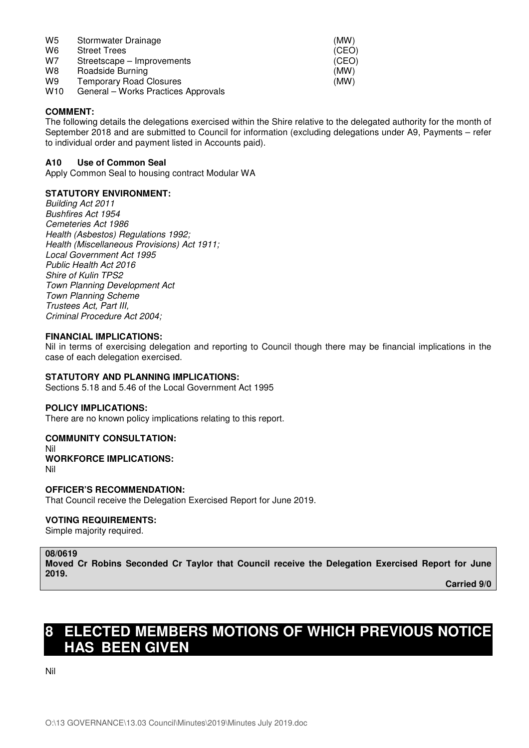| | | |
|---|---|---|
| W5 | Stormwater Drainage | (MW) |
| W6 | Street Trees | (CEO) |
| W7 | Streetscape – Improvements | (CEO) |
| W8 | Roadside Burning | (MW) |
| W9 | Temporary Road Closures | (MW) |
| W10 | General – Works Practices Approvals | |

**COMMENT:**
The following details the delegations exercised within the Shire relative to the delegated authority for the month of September 2018 and are submitted to Council for information (excluding delegations under A9, Payments – refer to individual order and payment listed in Accounts paid).

**A10 Use of Common Seal**
Apply Common Seal to housing contract Modular WA

**STATUTORY ENVIRONMENT:**
*Building Act 2011*
*Bushfires Act 1954*
*Cemeteries Act 1986*
*Health (Asbestos) Regulations 1992;*
*Health (Miscellaneous Provisions) Act 1911;*
*Local Government Act 1995*
*Public Health Act 2016*
*Shire of Kulin TPS2*
*Town Planning Development Act*
*Town Planning Scheme*
*Trustees Act, Part III,*
*Criminal Procedure Act 2004;*

**FINANCIAL IMPLICATIONS:**
Nil in terms of exercising delegation and reporting to Council though there may be financial implications in the case of each delegation exercised.

**STATUTORY AND PLANNING IMPLICATIONS:**
Sections 5.18 and 5.46 of the Local Government Act 1995

**POLICY IMPLICATIONS:**
There are no known policy implications relating to this report.

**COMMUNITY CONSULTATION:**
Nil
**WORKFORCE IMPLICATIONS:**
Nil

**OFFICER'S RECOMMENDATION:**
That Council receive the Delegation Exercised Report for June 2019.

**VOTING REQUIREMENTS:**
Simple majority required.

**08/0619**
**Moved Cr Robins Seconded Cr Taylor that Council receive the Delegation Exercised Report for June 2019.**
**Carried 9/0**

# 8 ELECTED MEMBERS MOTIONS OF WHICH PREVIOUS NOTICE HAS BEEN GIVEN

Nil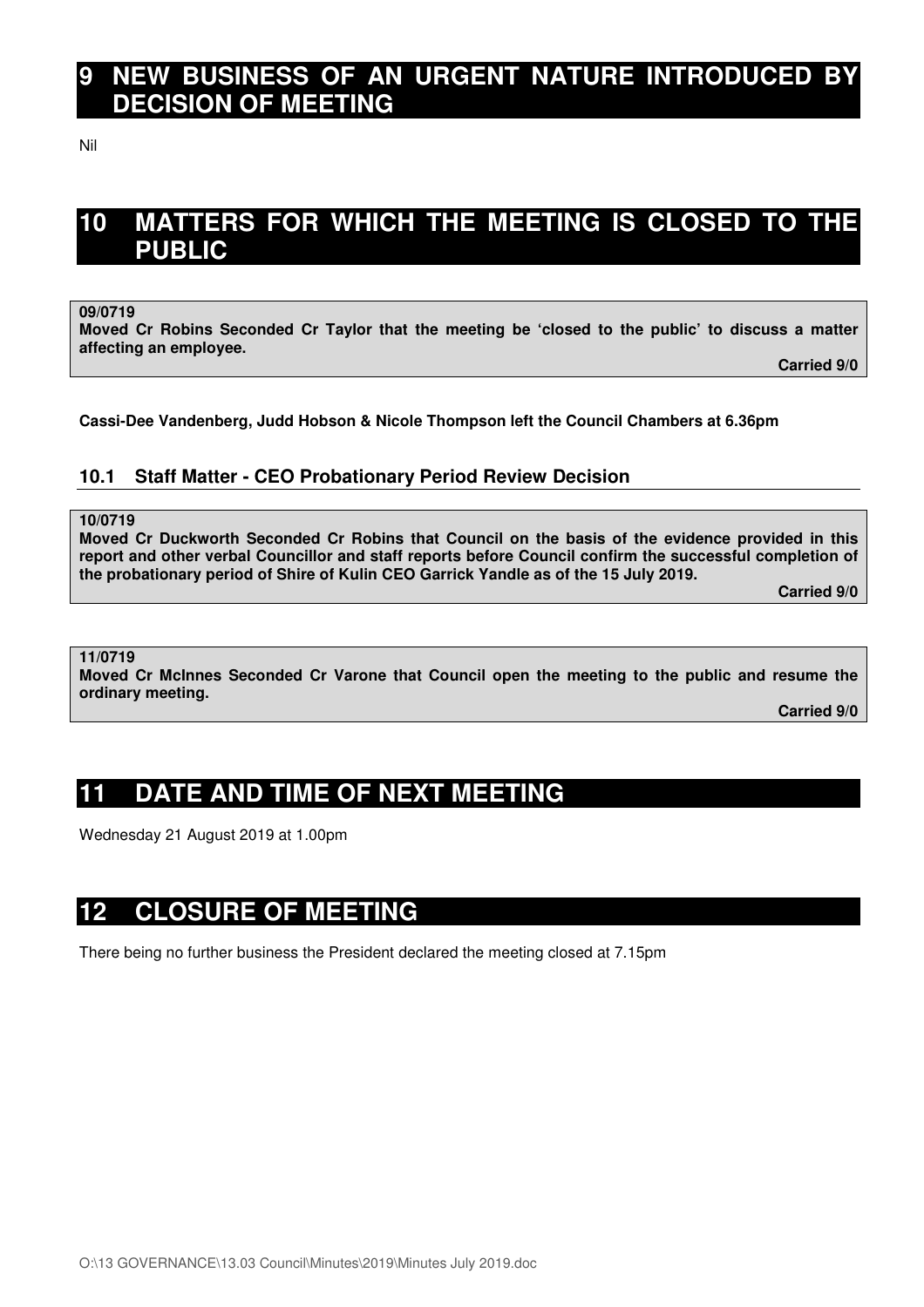# 9 NEW BUSINESS OF AN URGENT NATURE INTRODUCED BY DECISION OF MEETING

Nil

# 10 MATTERS FOR WHICH THE MEETING IS CLOSED TO THE PUBLIC

**09/0719**
**Moved Cr Robins Seconded Cr Taylor that the meeting be 'closed to the public' to discuss a matter affecting an employee.**

**Carried 9/0**

**Cassi-Dee Vandenberg, Judd Hobson & Nicole Thompson left the Council Chambers at 6.36pm**

### 10.1 Staff Matter - CEO Probationary Period Review Decision

**10/0719**
**Moved Cr Duckworth Seconded Cr Robins that Council on the basis of the evidence provided in this report and other verbal Councillor and staff reports before Council confirm the successful completion of the probationary period of Shire of Kulin CEO Garrick Yandle as of the 15 July 2019.**

**Carried 9/0**

**11/0719**
**Moved Cr McInnes Seconded Cr Varone that Council open the meeting to the public and resume the ordinary meeting.**

**Carried 9/0**

# 11 DATE AND TIME OF NEXT MEETING

Wednesday 21 August 2019 at 1.00pm

# 12 CLOSURE OF MEETING

There being no further business the President declared the meeting closed at 7.15pm

O:\13 GOVERNANCE\13.03 Council\Minutes\2019\Minutes July 2019.doc